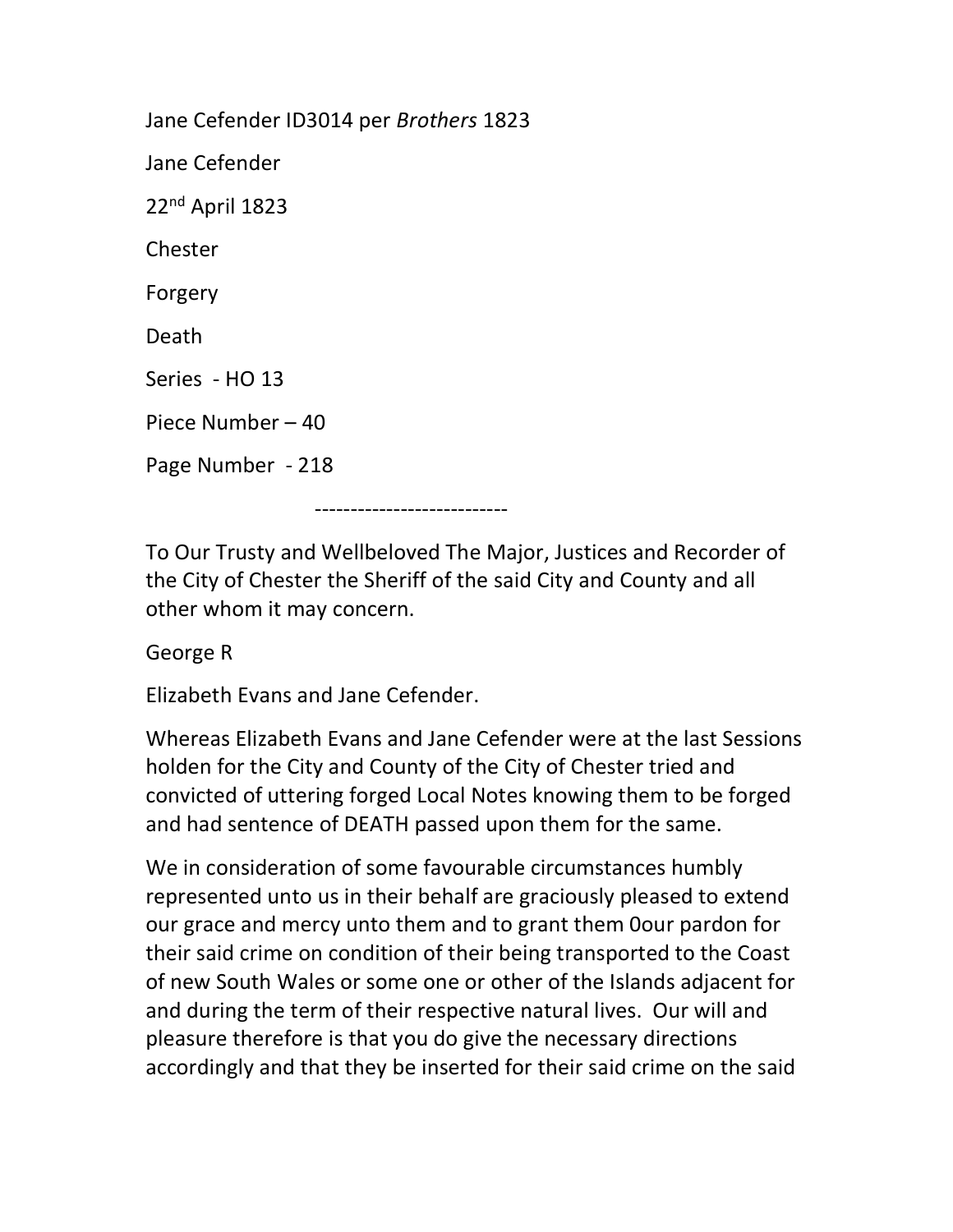Jane Cefender ID3014 per *Brothers* 1823

Jane Cefender

22nd April 1823

Chester

Forgery

Death

Series - HO 13

Piece Number – 40

Page Number - 218

---------------------------

To Our Trusty and Wellbeloved The Major, Justices and Recorder of the City of Chester the Sheriff of the said City and County and all other whom it may concern.

George R

Elizabeth Evans and Jane Cefender.

Whereas Elizabeth Evans and Jane Cefender were at the last Sessions holden for the City and County of the City of Chester tried and convicted of uttering forged Local Notes knowing them to be forged and had sentence of DEATH passed upon them for the same.

We in consideration of some favourable circumstances humbly represented unto us in their behalf are graciously pleased to extend our grace and mercy unto them and to grant them 0our pardon for their said crime on condition of their being transported to the Coast of new South Wales or some one or other of the Islands adjacent for and during the term of their respective natural lives. Our will and pleasure therefore is that you do give the necessary directions accordingly and that they be inserted for their said crime on the said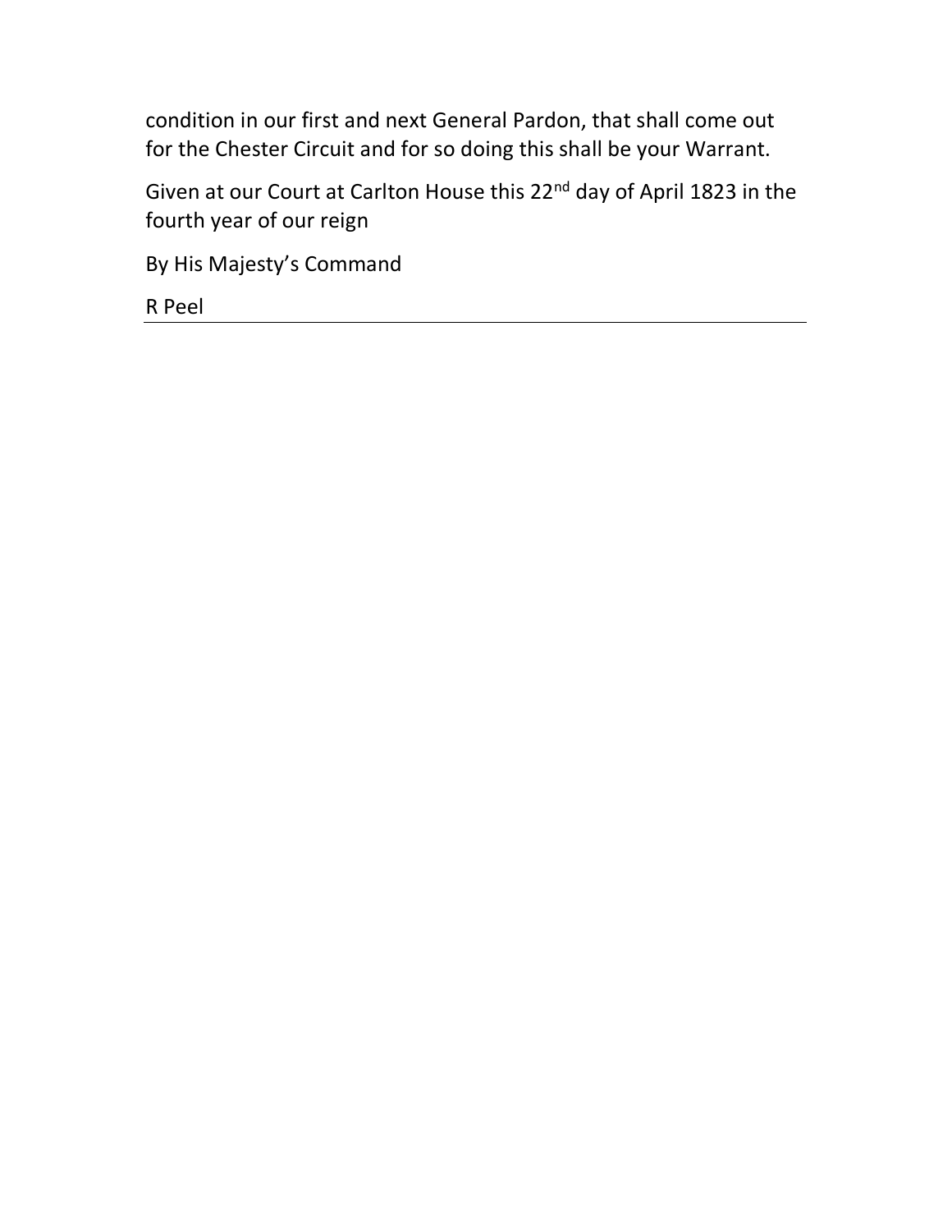condition in our first and next General Pardon, that shall come out for the Chester Circuit and for so doing this shall be your Warrant.

Given at our Court at Carlton House this 22nd day of April 1823 in the fourth year of our reign

By His Majesty's Command

R Peel

---